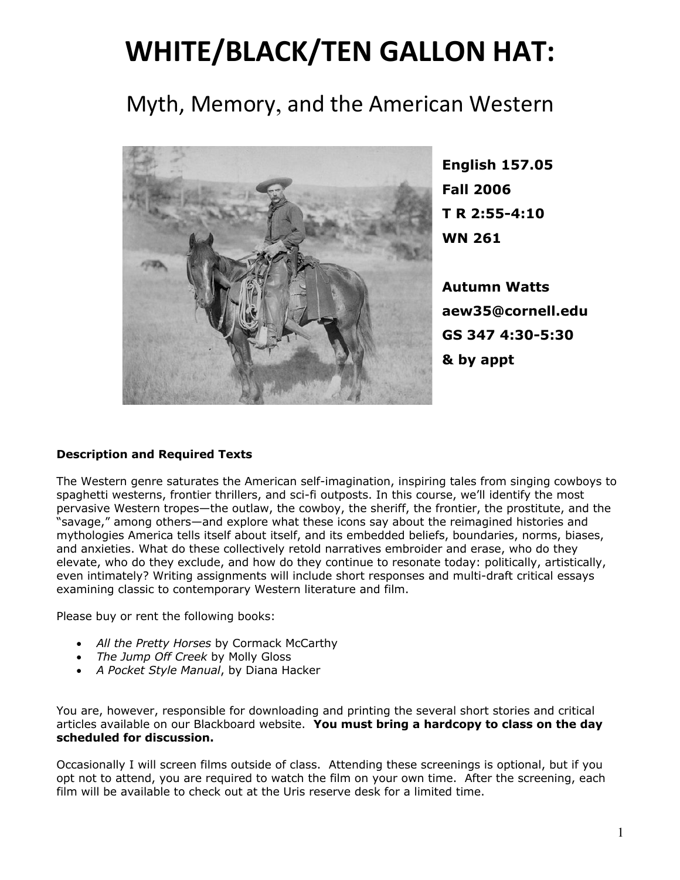# WHITE/BLACK/TEN GALLON HAT:

## Myth, Memory, and the American Western

**English 157.05**
**Fall 2006**
**T R 2:55-4:10**
**WN 261**

**Autumn Watts**
**aew35@cornell.edu**
**GS 347 4:30-5:30**
**& by appt**

**Description and Required Texts**

The Western genre saturates the American self-imagination, inspiring tales from singing cowboys to spaghetti westerns, frontier thrillers, and sci-fi outposts. In this course, we'll identify the most pervasive Western tropes—the outlaw, the cowboy, the sheriff, the frontier, the prostitute, and the "savage," among others—and explore what these icons say about the reimagined histories and mythologies America tells itself about itself, and its embedded beliefs, boundaries, norms, biases, and anxieties. What do these collectively retold narratives embroider and erase, who do they elevate, who do they exclude, and how do they continue to resonate today: politically, artistically, even intimately? Writing assignments will include short responses and multi-draft critical essays examining classic to contemporary Western literature and film.

Please buy or rent the following books:

- *All the Pretty Horses* by Cormack McCarthy
- *The Jump Off Creek* by Molly Gloss
- *A Pocket Style Manual*, by Diana Hacker

You are, however, responsible for downloading and printing the several short stories and critical articles available on our Blackboard website. **You must bring a hardcopy to class on the day scheduled for discussion.**

Occasionally I will screen films outside of class. Attending these screenings is optional, but if you opt not to attend, you are required to watch the film on your own time. After the screening, each film will be available to check out at the Uris reserve desk for a limited time.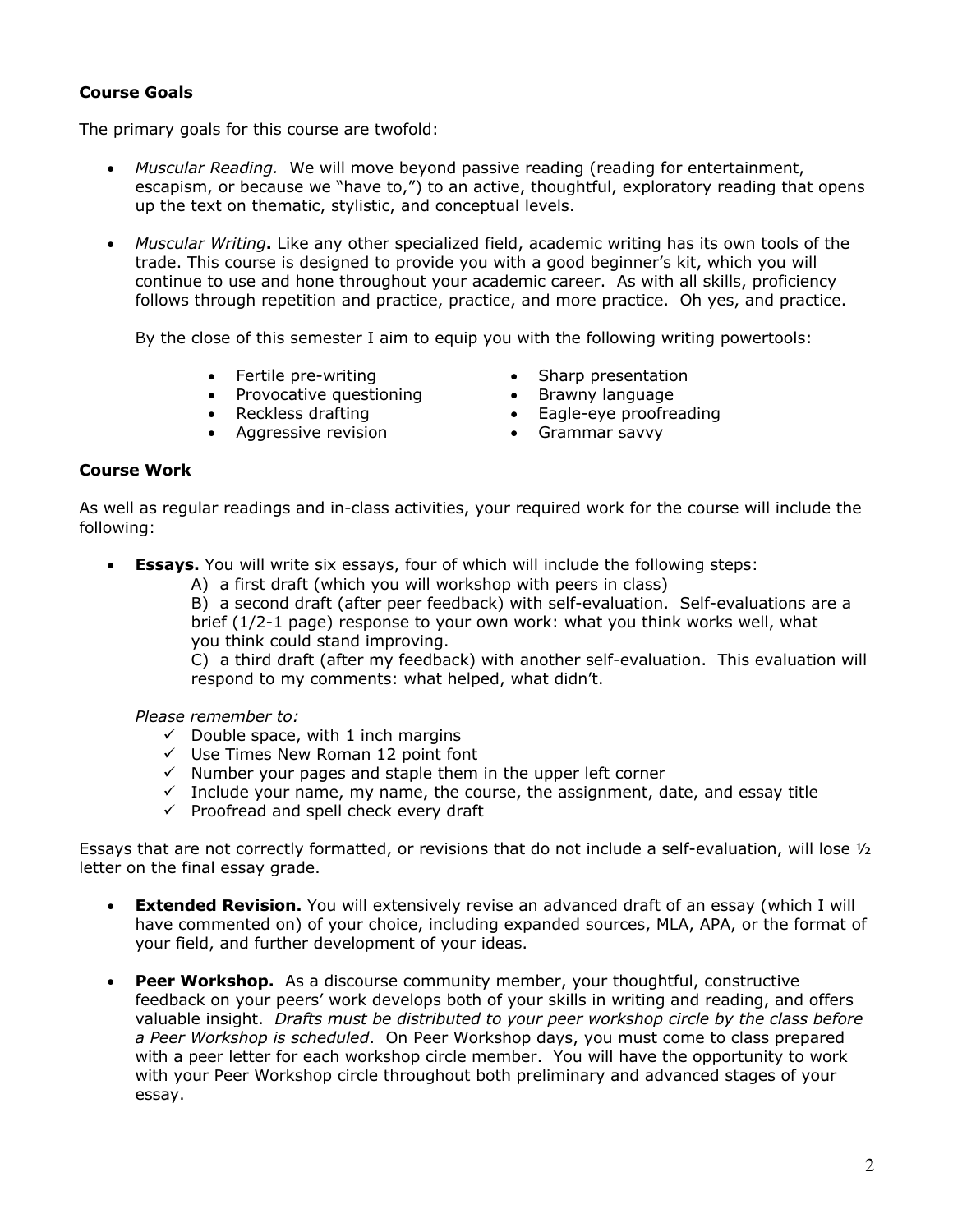**Course Goals**

The primary goals for this course are twofold:

- *Muscular Reading.* We will move beyond passive reading (reading for entertainment, escapism, or because we "have to,") to an active, thoughtful, exploratory reading that opens up the text on thematic, stylistic, and conceptual levels.

- *Muscular Writing***.** Like any other specialized field, academic writing has its own tools of the trade. This course is designed to provide you with a good beginner's kit, which you will continue to use and hone throughout your academic career. As with all skills, proficiency follows through repetition and practice, practice, and more practice. Oh yes, and practice.

  By the close of this semester I aim to equip you with the following writing powertools:

  - Fertile pre-writing
  - Provocative questioning
  - Reckless drafting
  - Aggressive revision
  - Sharp presentation
  - Brawny language
  - Eagle-eye proofreading
  - Grammar savvy

**Course Work**

As well as regular readings and in-class activities, your required work for the course will include the following:

- **Essays.** You will write six essays, four of which will include the following steps:

  A) a first draft (which you will workshop with peers in class)

  B) a second draft (after peer feedback) with self-evaluation. Self-evaluations are a brief (1/2-1 page) response to your own work: what you think works well, what you think could stand improving.

  C) a third draft (after my feedback) with another self-evaluation. This evaluation will respond to my comments: what helped, what didn't.

  *Please remember to:*

  - ✓ Double space, with 1 inch margins
  - ✓ Use Times New Roman 12 point font
  - ✓ Number your pages and staple them in the upper left corner
  - ✓ Include your name, my name, the course, the assignment, date, and essay title
  - ✓ Proofread and spell check every draft

Essays that are not correctly formatted, or revisions that do not include a self-evaluation, will lose ½ letter on the final essay grade.

- **Extended Revision.** You will extensively revise an advanced draft of an essay (which I will have commented on) of your choice, including expanded sources, MLA, APA, or the format of your field, and further development of your ideas.

- **Peer Workshop.** As a discourse community member, your thoughtful, constructive feedback on your peers' work develops both of your skills in writing and reading, and offers valuable insight. *Drafts must be distributed to your peer workshop circle by the class before a Peer Workshop is scheduled*. On Peer Workshop days, you must come to class prepared with a peer letter for each workshop circle member. You will have the opportunity to work with your Peer Workshop circle throughout both preliminary and advanced stages of your essay.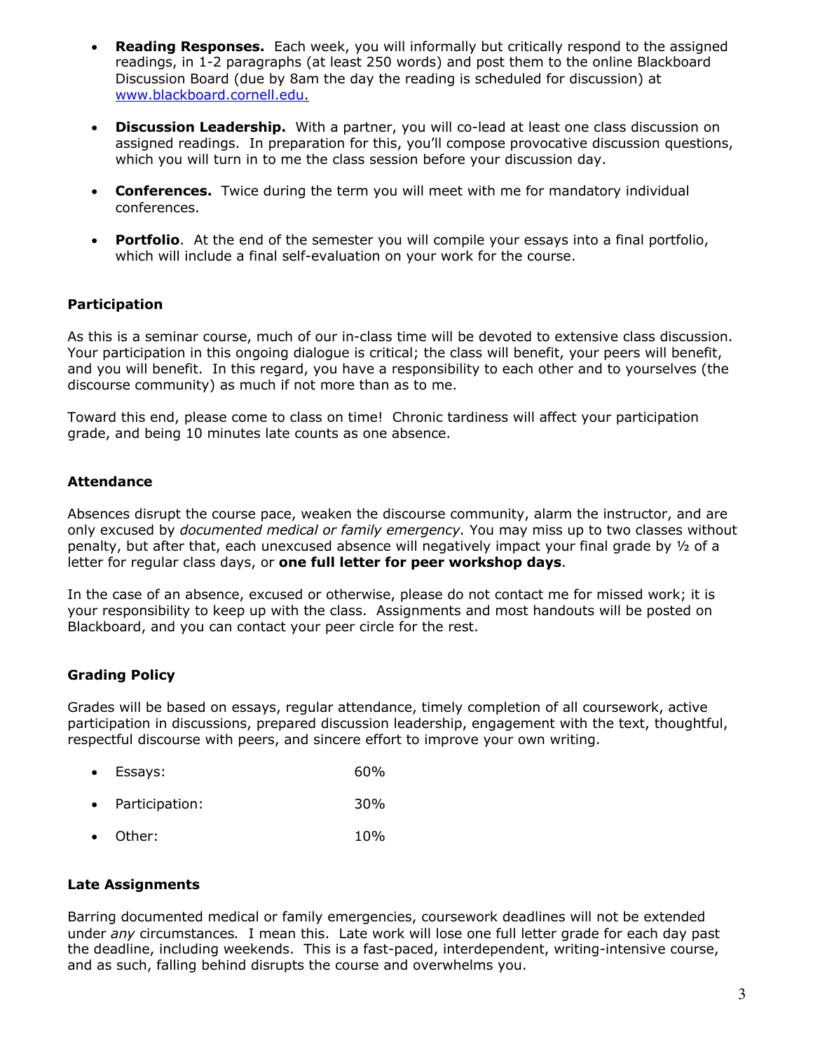- **Reading Responses.** Each week, you will informally but critically respond to the assigned readings, in 1-2 paragraphs (at least 250 words) and post them to the online Blackboard Discussion Board (due by 8am the day the reading is scheduled for discussion) at www.blackboard.cornell.edu.

- **Discussion Leadership.** With a partner, you will co-lead at least one class discussion on assigned readings. In preparation for this, you'll compose provocative discussion questions, which you will turn in to me the class session before your discussion day.

- **Conferences.** Twice during the term you will meet with me for mandatory individual conferences.

- **Portfolio**. At the end of the semester you will compile your essays into a final portfolio, which will include a final self-evaluation on your work for the course.

### Participation

As this is a seminar course, much of our in-class time will be devoted to extensive class discussion. Your participation in this ongoing dialogue is critical; the class will benefit, your peers will benefit, and you will benefit. In this regard, you have a responsibility to each other and to yourselves (the discourse community) as much if not more than as to me.

Toward this end, please come to class on time! Chronic tardiness will affect your participation grade, and being 10 minutes late counts as one absence.

### Attendance

Absences disrupt the course pace, weaken the discourse community, alarm the instructor, and are only excused by *documented medical or family emergency.* You may miss up to two classes without penalty, but after that, each unexcused absence will negatively impact your final grade by ½ of a letter for regular class days, or **one full letter for peer workshop days**.

In the case of an absence, excused or otherwise, please do not contact me for missed work; it is your responsibility to keep up with the class. Assignments and most handouts will be posted on Blackboard, and you can contact your peer circle for the rest.

### Grading Policy

Grades will be based on essays, regular attendance, timely completion of all coursework, active participation in discussions, prepared discussion leadership, engagement with the text, thoughtful, respectful discourse with peers, and sincere effort to improve your own writing.

- Essays: 60%
- Participation: 30%
- Other: 10%

### Late Assignments

Barring documented medical or family emergencies, coursework deadlines will not be extended under *any* circumstances. I mean this. Late work will lose one full letter grade for each day past the deadline, including weekends. This is a fast-paced, interdependent, writing-intensive course, and as such, falling behind disrupts the course and overwhelms you.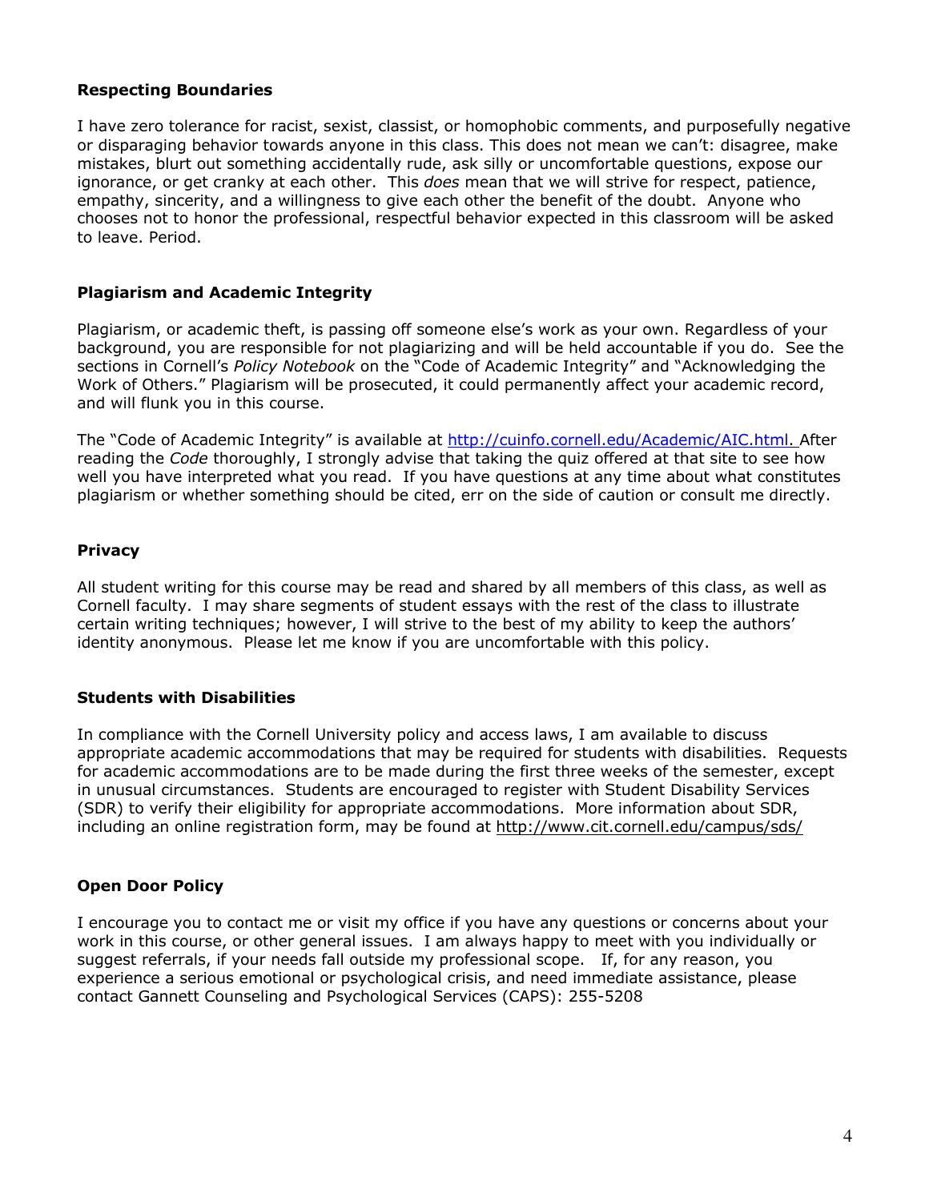**Respecting Boundaries**

I have zero tolerance for racist, sexist, classist, or homophobic comments, and purposefully negative or disparaging behavior towards anyone in this class. This does not mean we can't: disagree, make mistakes, blurt out something accidentally rude, ask silly or uncomfortable questions, expose our ignorance, or get cranky at each other. This *does* mean that we will strive for respect, patience, empathy, sincerity, and a willingness to give each other the benefit of the doubt. Anyone who chooses not to honor the professional, respectful behavior expected in this classroom will be asked to leave. Period.

**Plagiarism and Academic Integrity**

Plagiarism, or academic theft, is passing off someone else's work as your own. Regardless of your background, you are responsible for not plagiarizing and will be held accountable if you do. See the sections in Cornell's *Policy Notebook* on the "Code of Academic Integrity" and "Acknowledging the Work of Others." Plagiarism will be prosecuted, it could permanently affect your academic record, and will flunk you in this course.

The "Code of Academic Integrity" is available at http://cuinfo.cornell.edu/Academic/AIC.html. After reading the *Code* thoroughly, I strongly advise that taking the quiz offered at that site to see how well you have interpreted what you read. If you have questions at any time about what constitutes plagiarism or whether something should be cited, err on the side of caution or consult me directly.

**Privacy**

All student writing for this course may be read and shared by all members of this class, as well as Cornell faculty. I may share segments of student essays with the rest of the class to illustrate certain writing techniques; however, I will strive to the best of my ability to keep the authors' identity anonymous. Please let me know if you are uncomfortable with this policy.

**Students with Disabilities**

In compliance with the Cornell University policy and access laws, I am available to discuss appropriate academic accommodations that may be required for students with disabilities. Requests for academic accommodations are to be made during the first three weeks of the semester, except in unusual circumstances. Students are encouraged to register with Student Disability Services (SDR) to verify their eligibility for appropriate accommodations. More information about SDR, including an online registration form, may be found at http://www.cit.cornell.edu/campus/sds/

**Open Door Policy**

I encourage you to contact me or visit my office if you have any questions or concerns about your work in this course, or other general issues. I am always happy to meet with you individually or suggest referrals, if your needs fall outside my professional scope. If, for any reason, you experience a serious emotional or psychological crisis, and need immediate assistance, please contact Gannett Counseling and Psychological Services (CAPS): 255-5208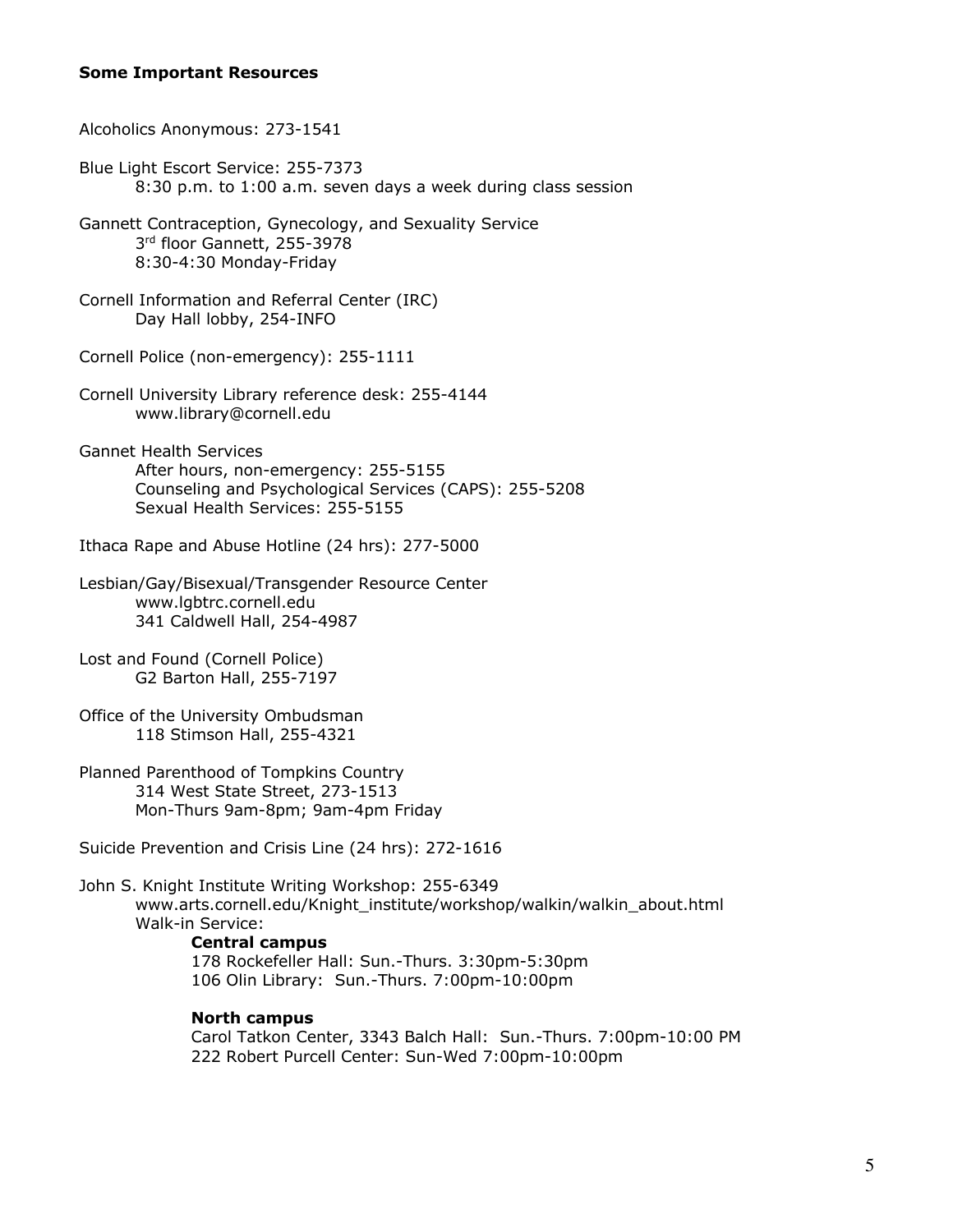**Some Important Resources**

Alcoholics Anonymous: 273-1541

Blue Light Escort Service: 255-7373
 8:30 p.m. to 1:00 a.m. seven days a week during class session

Gannett Contraception, Gynecology, and Sexuality Service
 3rd floor Gannett, 255-3978
 8:30-4:30 Monday-Friday

Cornell Information and Referral Center (IRC)
 Day Hall lobby, 254-INFO

Cornell Police (non-emergency): 255-1111

Cornell University Library reference desk: 255-4144
 www.library@cornell.edu

Gannet Health Services
 After hours, non-emergency: 255-5155
 Counseling and Psychological Services (CAPS): 255-5208
 Sexual Health Services: 255-5155

Ithaca Rape and Abuse Hotline (24 hrs): 277-5000

Lesbian/Gay/Bisexual/Transgender Resource Center
 www.lgbtrc.cornell.edu
 341 Caldwell Hall, 254-4987

Lost and Found (Cornell Police)
 G2 Barton Hall, 255-7197

Office of the University Ombudsman
 118 Stimson Hall, 255-4321

Planned Parenthood of Tompkins Country
 314 West State Street, 273-1513
 Mon-Thurs 9am-8pm; 9am-4pm Friday

Suicide Prevention and Crisis Line (24 hrs): 272-1616

John S. Knight Institute Writing Workshop: 255-6349
 www.arts.cornell.edu/Knight_institute/workshop/walkin/walkin_about.html
 Walk-in Service:

**Central campus**
178 Rockefeller Hall: Sun.-Thurs. 3:30pm-5:30pm
106 Olin Library: Sun.-Thurs. 7:00pm-10:00pm

**North campus**
Carol Tatkon Center, 3343 Balch Hall: Sun.-Thurs. 7:00pm-10:00 PM
222 Robert Purcell Center: Sun-Wed 7:00pm-10:00pm